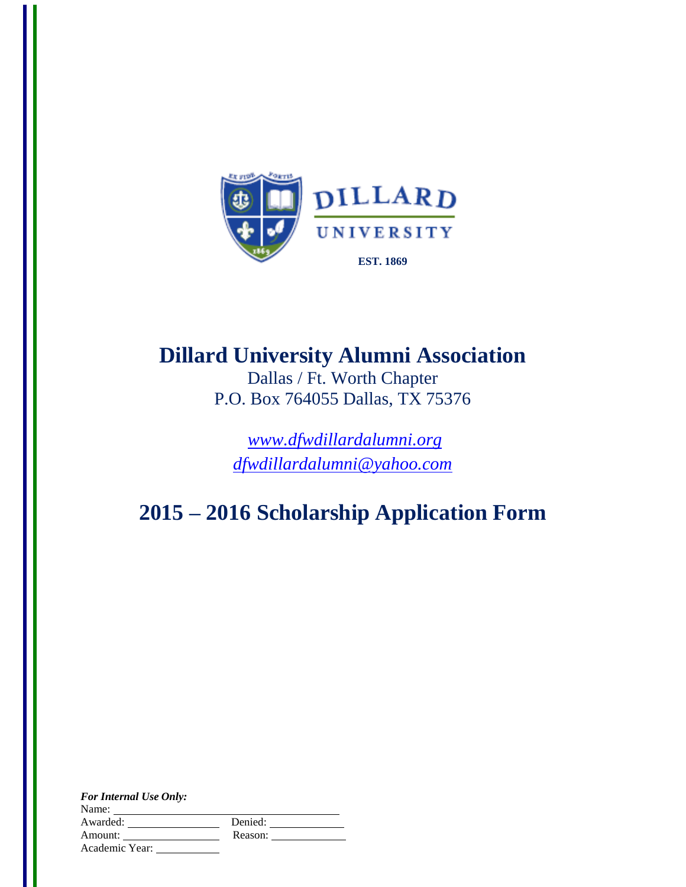DILLARD UNIVERSITY

EST. 1869

# Dillard University Alumni Association

Dallas / Ft. Worth Chapter
P.O. Box 764055 Dallas, TX 75376

*www.dfwdillardalumni.org*
*dfwdillardalumni@yahoo.com*

# 2015 – 2016 Scholarship Application Form

***For Internal Use Only:***

Name: \_\_\_\_\_\_\_\_\_\_\_\_\_\_\_\_\_\_\_\_\_\_\_\_\_\_\_\_\_\_

Awarded: \_\_\_\_\_\_\_\_\_\_\_\_\_\_ Denied: \_\_\_\_\_\_\_\_\_\_\_\_

Amount: \_\_\_\_\_\_\_\_\_\_\_\_\_\_ Reason: \_\_\_\_\_\_\_\_\_\_\_\_

Academic Year: \_\_\_\_\_\_\_\_\_\_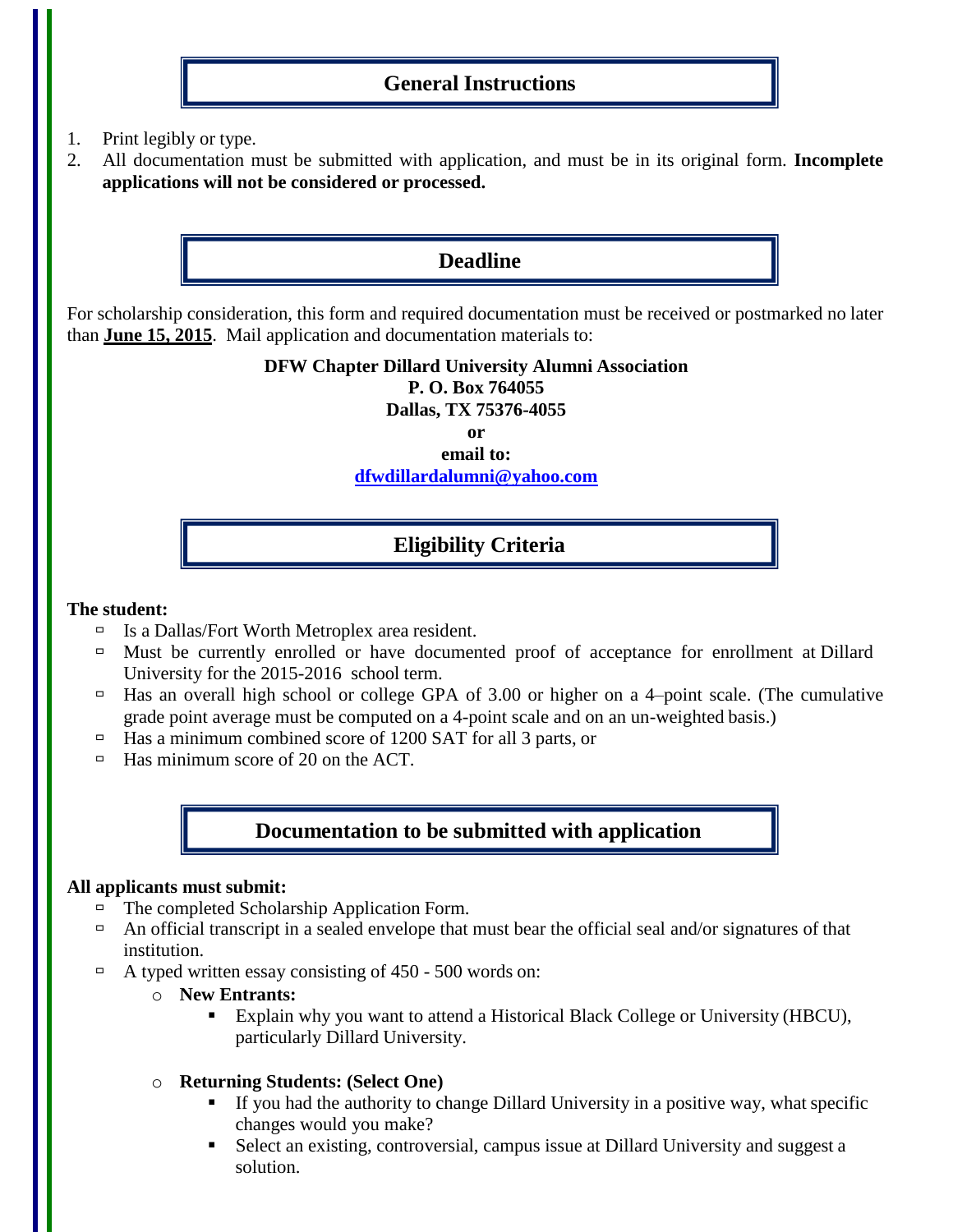## General Instructions

1. Print legibly or type.
2. All documentation must be submitted with application, and must be in its original form. **Incomplete applications will not be considered or processed.**

## Deadline

For scholarship consideration, this form and required documentation must be received or postmarked no later than **June 15, 2015**. Mail application and documentation materials to:

**DFW Chapter Dillard University Alumni Association**
**P. O. Box 764055**
**Dallas, TX 75376-4055**
**or**
**email to:**
**dfwdillardalumni@yahoo.com**

## Eligibility Criteria

**The student:**

- Is a Dallas/Fort Worth Metroplex area resident.
- Must be currently enrolled or have documented proof of acceptance for enrollment at Dillard University for the 2015-2016 school term.
- Has an overall high school or college GPA of 3.00 or higher on a 4–point scale. (The cumulative grade point average must be computed on a 4-point scale and on an un-weighted basis.)
- Has a minimum combined score of 1200 SAT for all 3 parts, or
- Has minimum score of 20 on the ACT.

## Documentation to be submitted with application

**All applicants must submit:**

- The completed Scholarship Application Form.
- An official transcript in a sealed envelope that must bear the official seal and/or signatures of that institution.
- A typed written essay consisting of 450 - 500 words on:
  - **New Entrants:**
    - Explain why you want to attend a Historical Black College or University (HBCU), particularly Dillard University.
  - **Returning Students: (Select One)**
    - If you had the authority to change Dillard University in a positive way, what specific changes would you make?
    - Select an existing, controversial, campus issue at Dillard University and suggest a solution.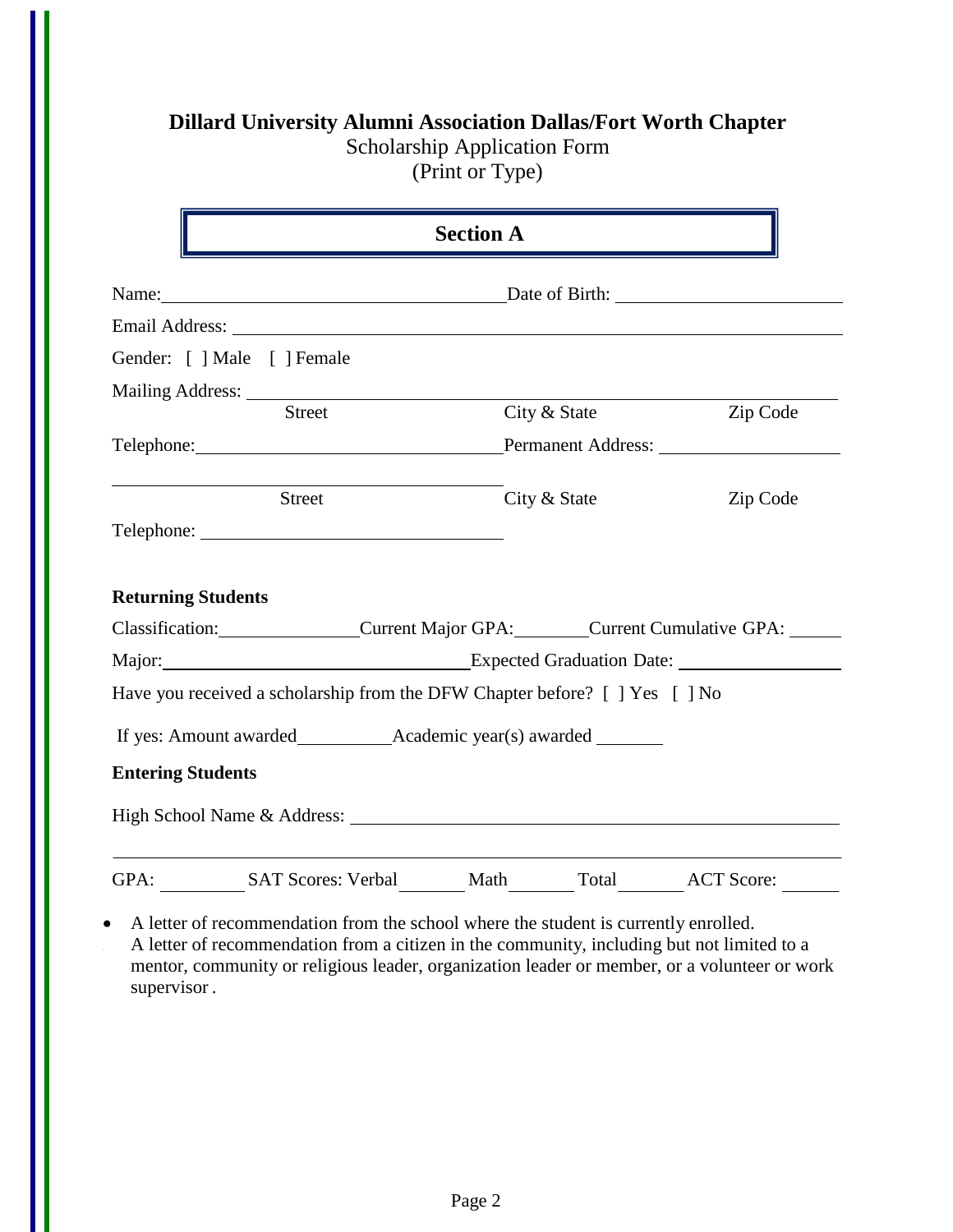**Dillard University Alumni Association Dallas/Fort Worth Chapter**
Scholarship Application Form
(Print or Type)

## Section A

Name: ______________________________ Date of Birth: ____________________

Email Address: ________________________________________________

Gender: [ ] Male [ ] Female

Mailing Address: ________________________________________________
Street City & State Zip Code

Telephone: ______________________________ Permanent Address: ____________________

________________________________________________
Street City & State Zip Code

Telephone: ______________________________

**Returning Students**

Classification: ______________ Current Major GPA: ________ Current Cumulative GPA: ______

Major: ______________________________ Expected Graduation Date: ________________

Have you received a scholarship from the DFW Chapter before? [ ] Yes [ ] No

If yes: Amount awarded __________ Academic year(s) awarded _______

**Entering Students**

High School Name & Address: ________________________________________________

________________________________________________

GPA: ________ SAT Scores: Verbal _______ Math _______ Total _______ ACT Score: ______

- A letter of recommendation from the school where the student is currently enrolled.
  A letter of recommendation from a citizen in the community, including but not limited to a mentor, community or religious leader, organization leader or member, or a volunteer or work supervisor.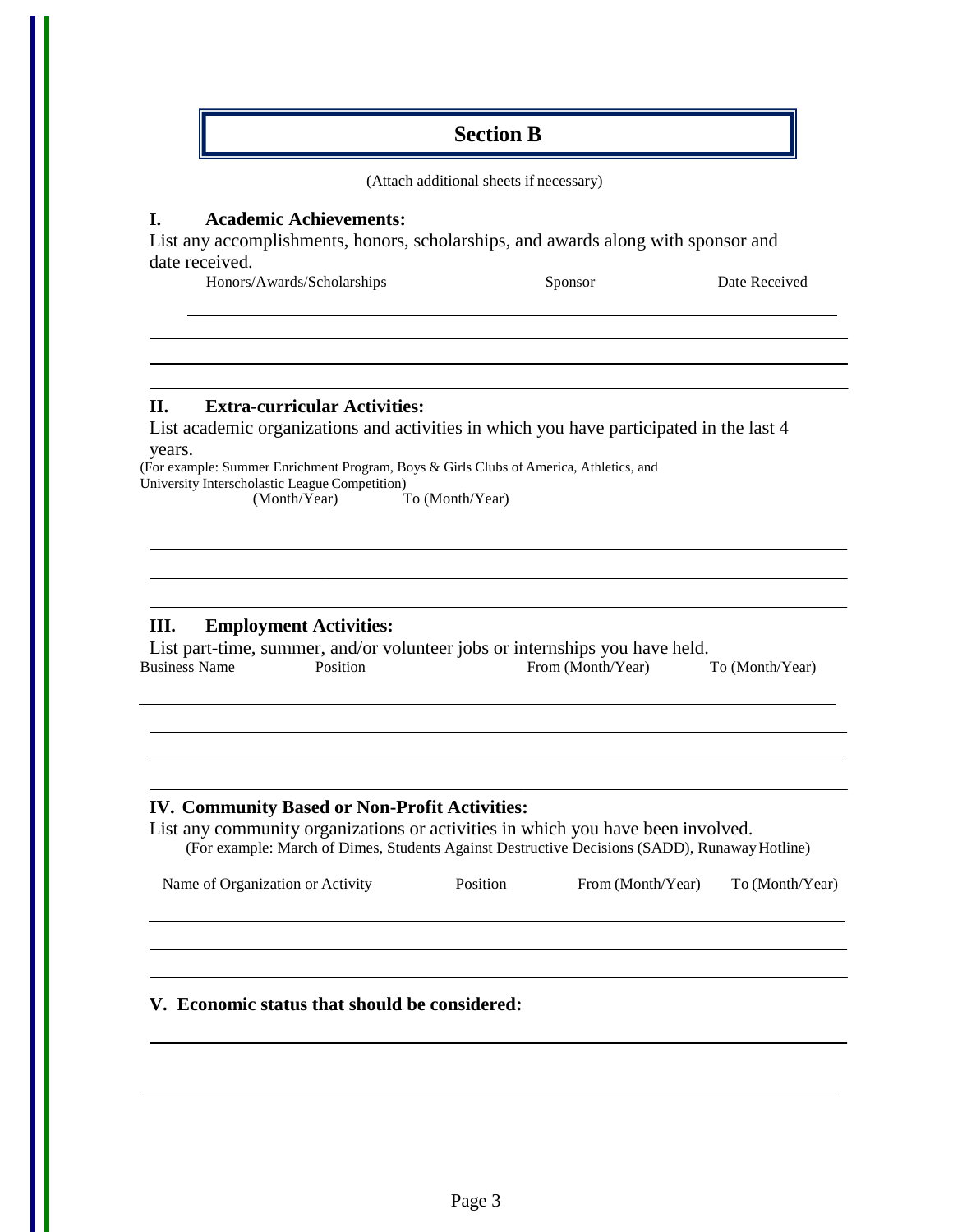# Section B

(Attach additional sheets if necessary)

## I. Academic Achievements:

List any accomplishments, honors, scholarships, and awards along with sponsor and date received.

| Honors/Awards/Scholarships | Sponsor | Date Received |
| --- | --- | --- |
| | | |
| | | |
| | | |
| | | |

## II. Extra-curricular Activities:

List academic organizations and activities in which you have participated in the last 4 years.

(For example: Summer Enrichment Program, Boys & Girls Clubs of America, Athletics, and University Interscholastic League Competition)

| (Month/Year) | To (Month/Year) |
| --- | --- |
| | |
| | |
| | |

## III. Employment Activities:

List part-time, summer, and/or volunteer jobs or internships you have held.

| Business Name | Position | From (Month/Year) | To (Month/Year) |
| --- | --- | --- | --- |
| | | | |
| | | | |
| | | | |
| | | | |

## IV. Community Based or Non-Profit Activities:

List any community organizations or activities in which you have been involved.

(For example: March of Dimes, Students Against Destructive Decisions (SADD), Runaway Hotline)

| Name of Organization or Activity | Position | From (Month/Year) | To (Month/Year) |
| --- | --- | --- | --- |
| | | | |
| | | | |
| | | | |

## V. Economic status that should be considered:

______________________________________________________________________

______________________________________________________________________